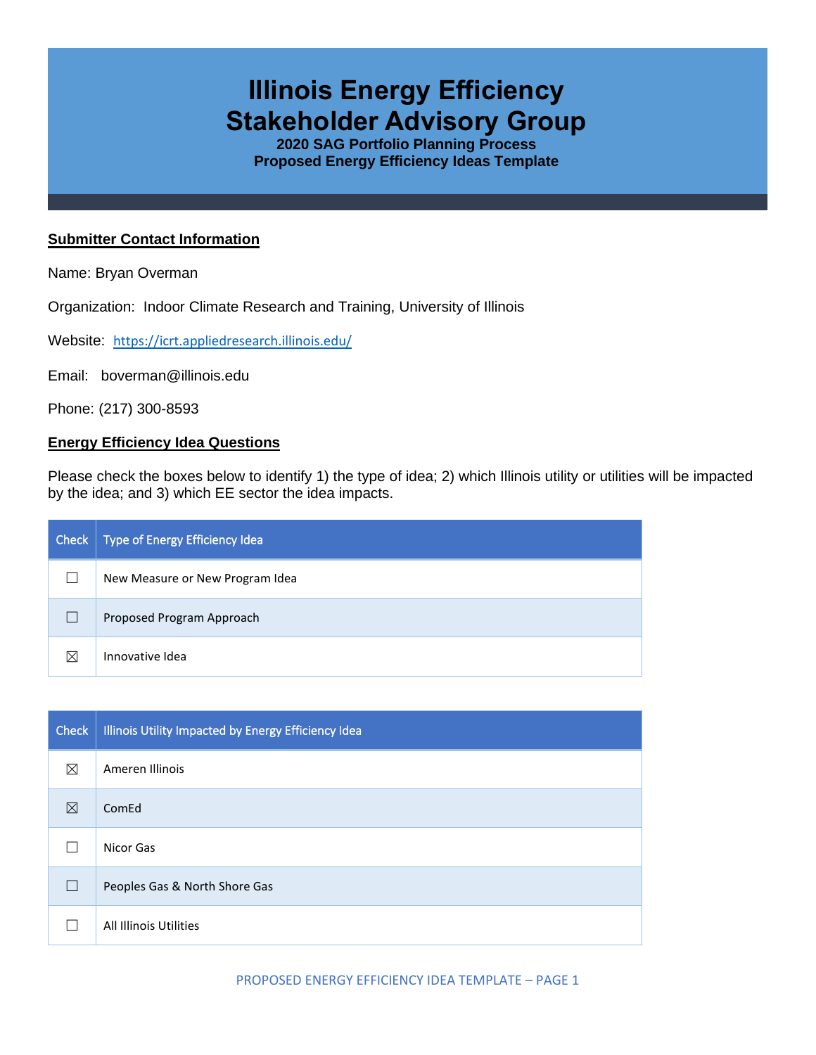# Illinois Energy Efficiency Stakeholder Advisory Group

**2020 SAG Portfolio Planning Process**
**Proposed Energy Efficiency Ideas Template**

## Submitter Contact Information

Name: Bryan Overman

Organization: Indoor Climate Research and Training, University of Illinois

Website: https://icrt.appliedresearch.illinois.edu/

Email: boverman@illinois.edu

Phone: (217) 300-8593

## Energy Efficiency Idea Questions

Please check the boxes below to identify 1) the type of idea; 2) which Illinois utility or utilities will be impacted by the idea; and 3) which EE sector the idea impacts.

| Check | Type of Energy Efficiency Idea |
|---|---|
| ☐ | New Measure or New Program Idea |
| ☐ | Proposed Program Approach |
| ☒ | Innovative Idea |

| Check | Illinois Utility Impacted by Energy Efficiency Idea |
|---|---|
| ☒ | Ameren Illinois |
| ☒ | ComEd |
| ☐ | Nicor Gas |
| ☐ | Peoples Gas & North Shore Gas |
| ☐ | All Illinois Utilities |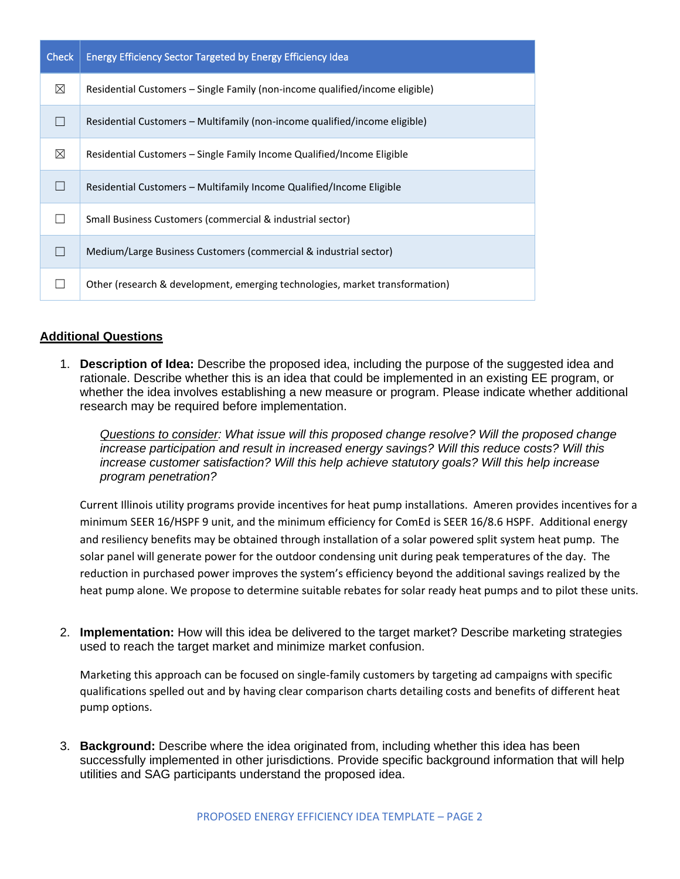| Check | Energy Efficiency Sector Targeted by Energy Efficiency Idea |
|---|---|
| ☒ | Residential Customers – Single Family (non-income qualified/income eligible) |
| ☐ | Residential Customers – Multifamily (non-income qualified/income eligible) |
| ☒ | Residential Customers – Single Family Income Qualified/Income Eligible |
| ☐ | Residential Customers – Multifamily Income Qualified/Income Eligible |
| ☐ | Small Business Customers (commercial & industrial sector) |
| ☐ | Medium/Large Business Customers (commercial & industrial sector) |
| ☐ | Other (research & development, emerging technologies, market transformation) |

## Additional Questions

1. **Description of Idea:** Describe the proposed idea, including the purpose of the suggested idea and rationale. Describe whether this is an idea that could be implemented in an existing EE program, or whether the idea involves establishing a new measure or program. Please indicate whether additional research may be required before implementation.

   *Questions to consider: What issue will this proposed change resolve? Will the proposed change increase participation and result in increased energy savings? Will this reduce costs? Will this increase customer satisfaction? Will this help achieve statutory goals? Will this help increase program penetration?*

   Current Illinois utility programs provide incentives for heat pump installations. Ameren provides incentives for a minimum SEER 16/HSPF 9 unit, and the minimum efficiency for ComEd is SEER 16/8.6 HSPF. Additional energy and resiliency benefits may be obtained through installation of a solar powered split system heat pump. The solar panel will generate power for the outdoor condensing unit during peak temperatures of the day. The reduction in purchased power improves the system's efficiency beyond the additional savings realized by the heat pump alone. We propose to determine suitable rebates for solar ready heat pumps and to pilot these units.

2. **Implementation:** How will this idea be delivered to the target market? Describe marketing strategies used to reach the target market and minimize market confusion.

   Marketing this approach can be focused on single-family customers by targeting ad campaigns with specific qualifications spelled out and by having clear comparison charts detailing costs and benefits of different heat pump options.

3. **Background:** Describe where the idea originated from, including whether this idea has been successfully implemented in other jurisdictions. Provide specific background information that will help utilities and SAG participants understand the proposed idea.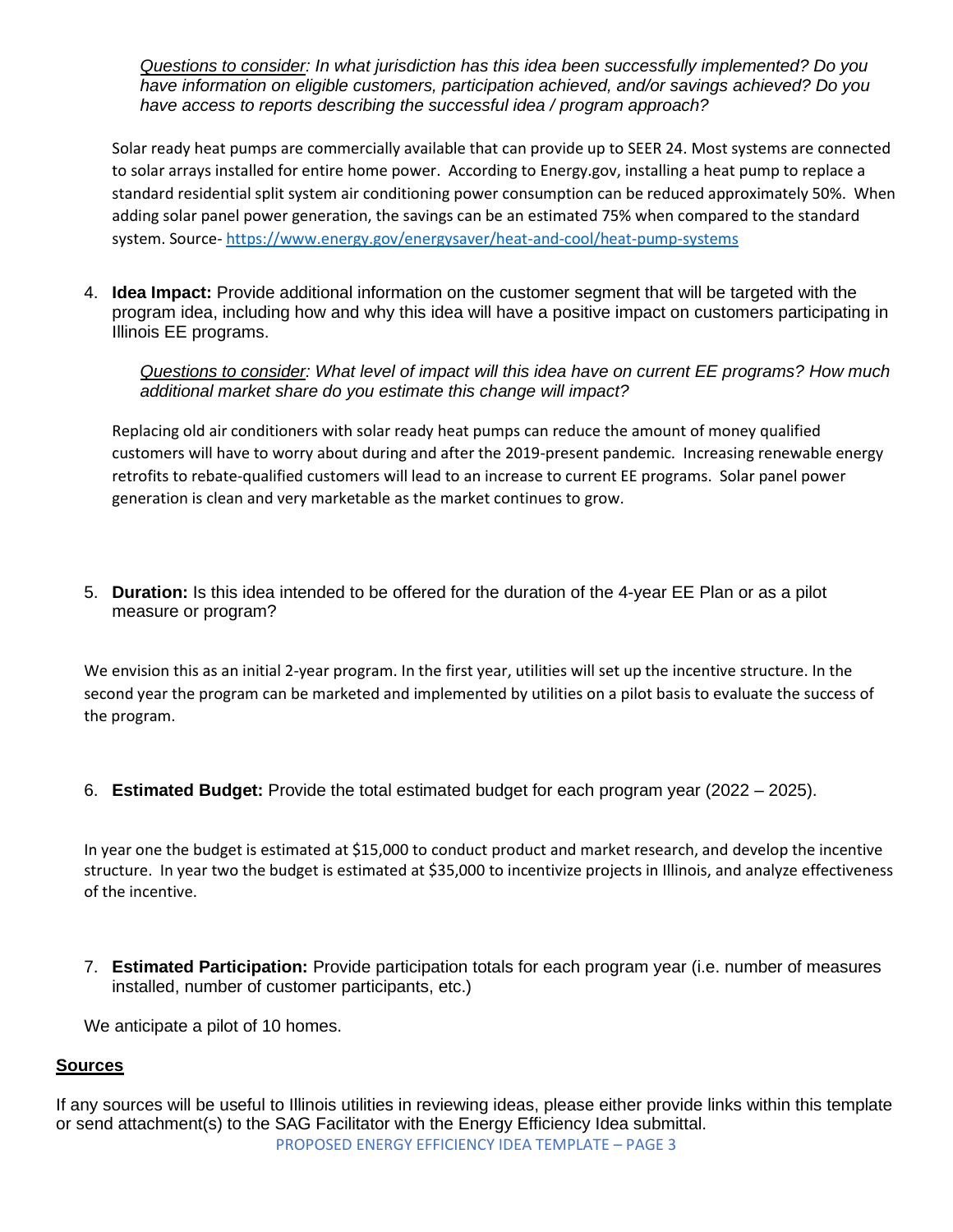*<u>Questions to consider</u>: In what jurisdiction has this idea been successfully implemented? Do you have information on eligible customers, participation achieved, and/or savings achieved? Do you have access to reports describing the successful idea / program approach?*

Solar ready heat pumps are commercially available that can provide up to SEER 24. Most systems are connected to solar arrays installed for entire home power. According to Energy.gov, installing a heat pump to replace a standard residential split system air conditioning power consumption can be reduced approximately 50%. When adding solar panel power generation, the savings can be an estimated 75% when compared to the standard system. Source- https://www.energy.gov/energysaver/heat-and-cool/heat-pump-systems

4. **Idea Impact:** Provide additional information on the customer segment that will be targeted with the program idea, including how and why this idea will have a positive impact on customers participating in Illinois EE programs.

   *<u>Questions to consider</u>: What level of impact will this idea have on current EE programs? How much additional market share do you estimate this change will impact?*

   Replacing old air conditioners with solar ready heat pumps can reduce the amount of money qualified customers will have to worry about during and after the 2019-present pandemic. Increasing renewable energy retrofits to rebate-qualified customers will lead to an increase to current EE programs. Solar panel power generation is clean and very marketable as the market continues to grow.

5. **Duration:** Is this idea intended to be offered for the duration of the 4-year EE Plan or as a pilot measure or program?

We envision this as an initial 2-year program. In the first year, utilities will set up the incentive structure. In the second year the program can be marketed and implemented by utilities on a pilot basis to evaluate the success of the program.

6. **Estimated Budget:** Provide the total estimated budget for each program year (2022 – 2025).

In year one the budget is estimated at $15,000 to conduct product and market research, and develop the incentive structure. In year two the budget is estimated at $35,000 to incentivize projects in Illinois, and analyze effectiveness of the incentive.

7. **Estimated Participation:** Provide participation totals for each program year (i.e. number of measures installed, number of customer participants, etc.)

We anticipate a pilot of 10 homes.

## <u>Sources</u>

If any sources will be useful to Illinois utilities in reviewing ideas, please either provide links within this template or send attachment(s) to the SAG Facilitator with the Energy Efficiency Idea submittal.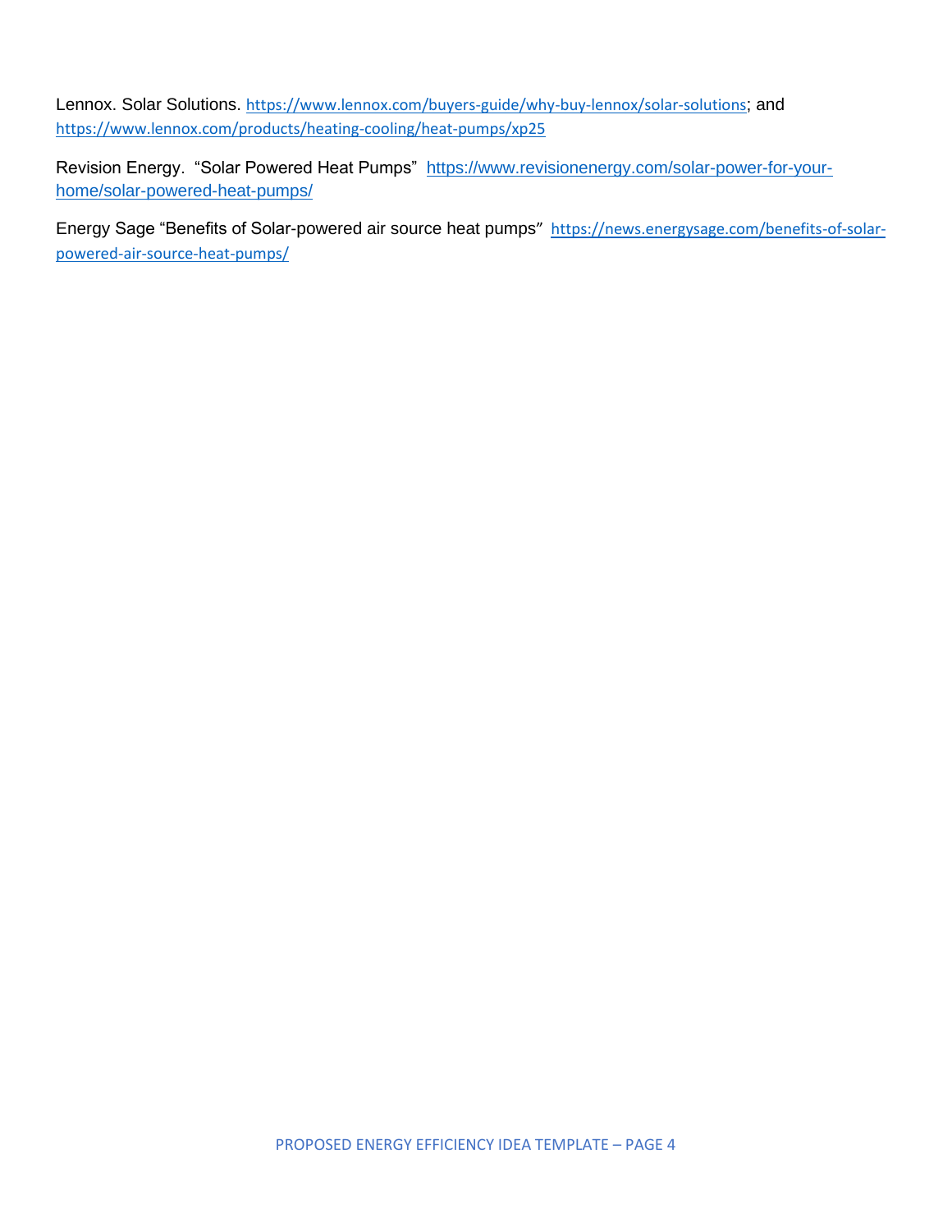Lennox. Solar Solutions. https://www.lennox.com/buyers-guide/why-buy-lennox/solar-solutions; and https://www.lennox.com/products/heating-cooling/heat-pumps/xp25

Revision Energy. "Solar Powered Heat Pumps" https://www.revisionenergy.com/solar-power-for-your-home/solar-powered-heat-pumps/

Energy Sage "Benefits of Solar-powered air source heat pumps" https://news.energysage.com/benefits-of-solar-powered-air-source-heat-pumps/